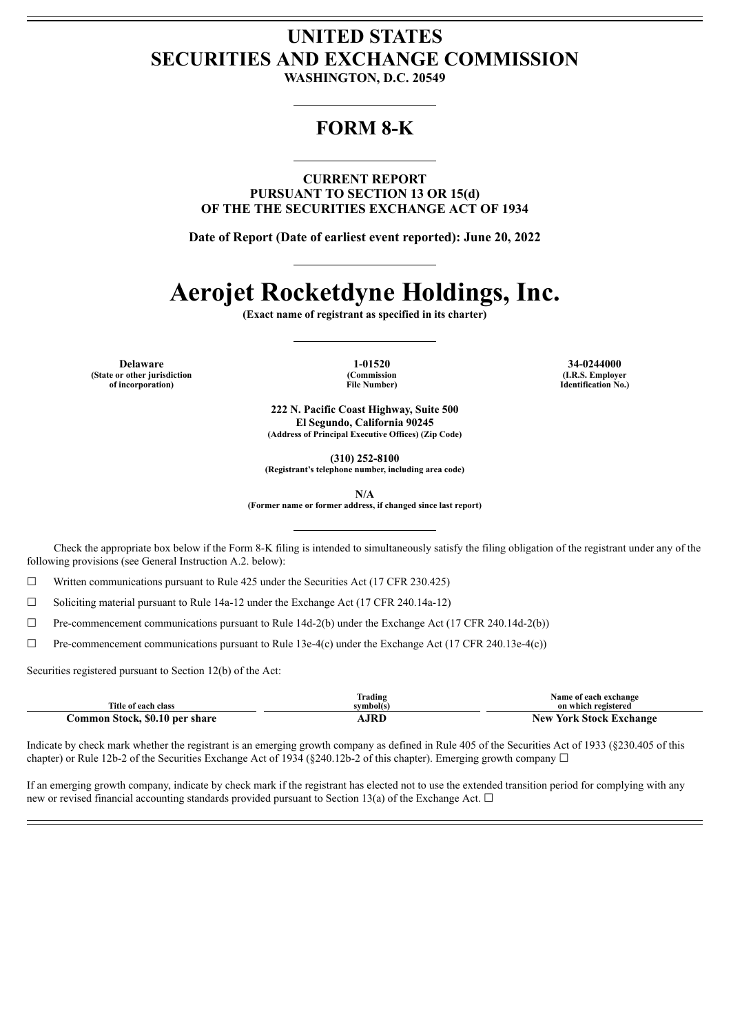# UNITED STATES
# SECURITIES AND EXCHANGE COMMISSION

**WASHINGTON, D.C. 20549**

## FORM 8-K

**CURRENT REPORT**
**PURSUANT TO SECTION 13 OR 15(d)**
**OF THE THE SECURITIES EXCHANGE ACT OF 1934**

**Date of Report (Date of earliest event reported): June 20, 2022**

# Aerojet Rocketdyne Holdings, Inc.

**(Exact name of registrant as specified in its charter)**

| Delaware | 1-01520 | 34-0244000 |
|---|---|---|
| (State or other jurisdiction of incorporation) | (Commission File Number) | (I.R.S. Employer Identification No.) |

**222 N. Pacific Coast Highway, Suite 500**
**El Segundo, California 90245**
**(Address of Principal Executive Offices) (Zip Code)**

**(310) 252-8100**
**(Registrant's telephone number, including area code)**

**N/A**
**(Former name or former address, if changed since last report)**

Check the appropriate box below if the Form 8-K filing is intended to simultaneously satisfy the filing obligation of the registrant under any of the following provisions (see General Instruction A.2. below):

☐ Written communications pursuant to Rule 425 under the Securities Act (17 CFR 230.425)

☐ Soliciting material pursuant to Rule 14a-12 under the Exchange Act (17 CFR 240.14a-12)

☐ Pre-commencement communications pursuant to Rule 14d-2(b) under the Exchange Act (17 CFR 240.14d-2(b))

☐ Pre-commencement communications pursuant to Rule 13e-4(c) under the Exchange Act (17 CFR 240.13e-4(c))

Securities registered pursuant to Section 12(b) of the Act:

| Title of each class | Trading symbol(s) | Name of each exchange on which registered |
|---|---|---|
| **Common Stock, $0.10 per share** | **AJRD** | **New York Stock Exchange** |

Indicate by check mark whether the registrant is an emerging growth company as defined in Rule 405 of the Securities Act of 1933 (§230.405 of this chapter) or Rule 12b-2 of the Securities Exchange Act of 1934 (§240.12b-2 of this chapter). Emerging growth company ☐

If an emerging growth company, indicate by check mark if the registrant has elected not to use the extended transition period for complying with any new or revised financial accounting standards provided pursuant to Section 13(a) of the Exchange Act. ☐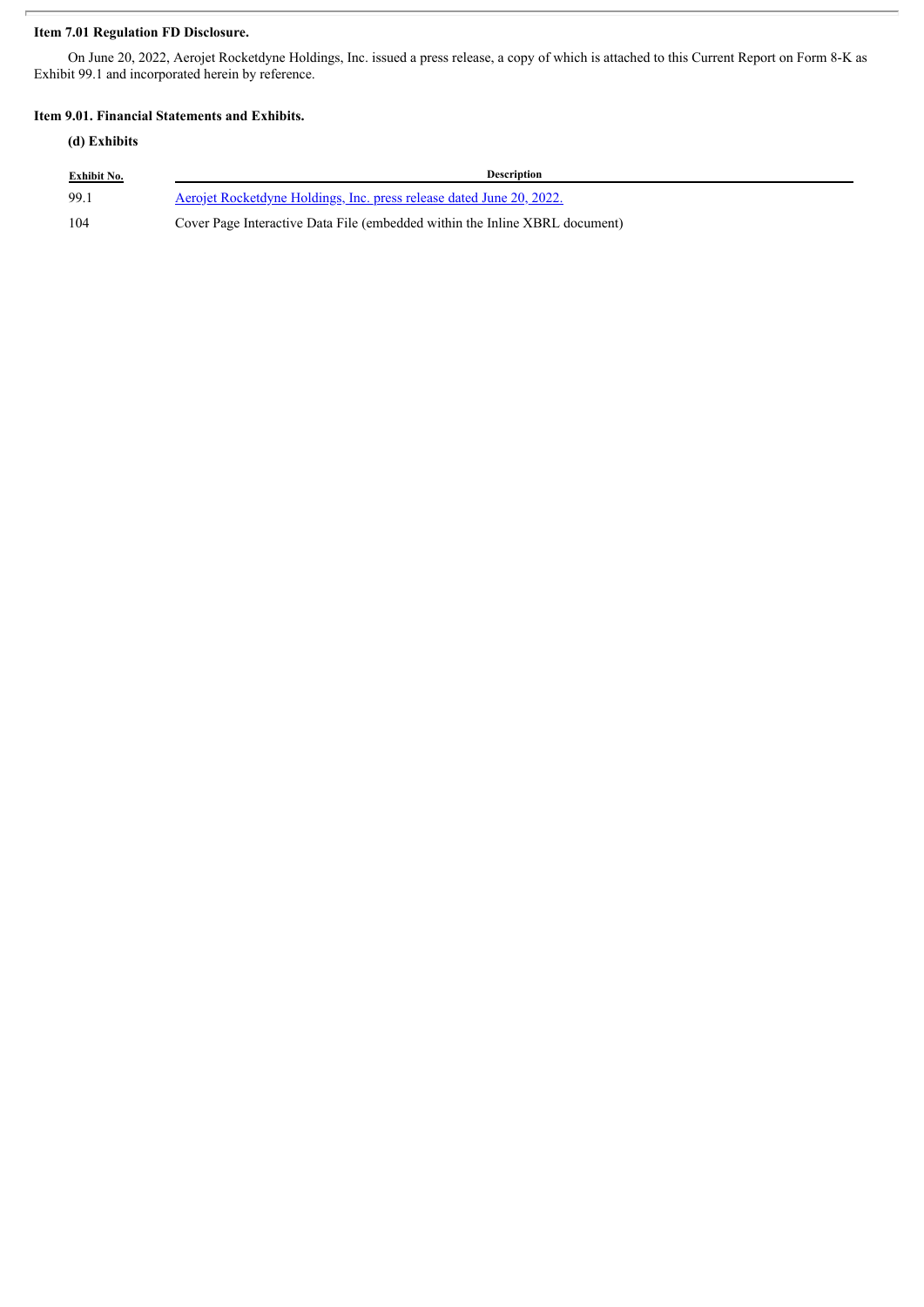**Item 7.01 Regulation FD Disclosure.**

On June 20, 2022, Aerojet Rocketdyne Holdings, Inc. issued a press release, a copy of which is attached to this Current Report on Form 8-K as Exhibit 99.1 and incorporated herein by reference.

**Item 9.01. Financial Statements and Exhibits.**

**(d) Exhibits**

| Exhibit No. | Description |
|---|---|
| 99.1 | Aerojet Rocketdyne Holdings, Inc. press release dated June 20, 2022. |
| 104 | Cover Page Interactive Data File (embedded within the Inline XBRL document) |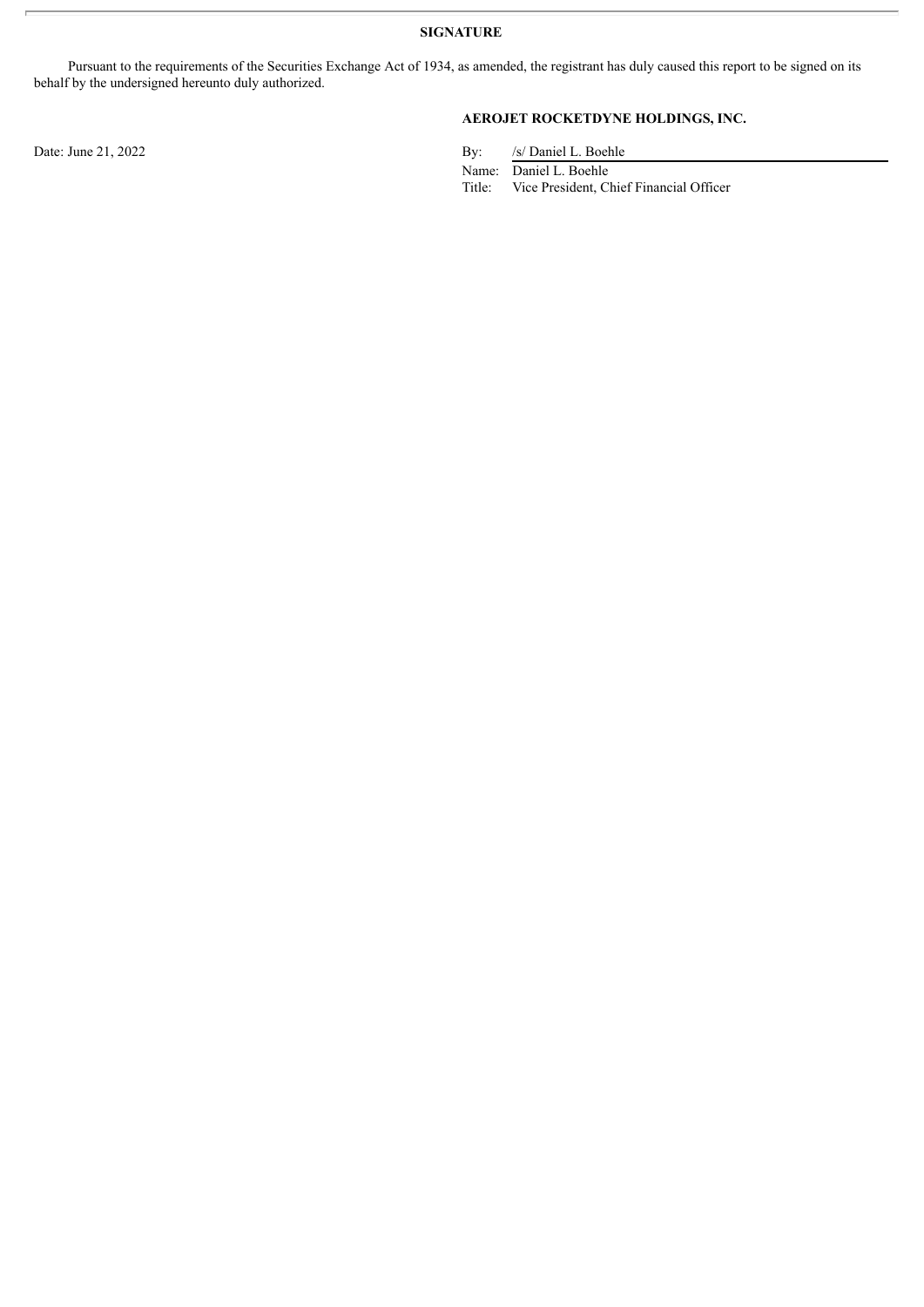## SIGNATURE

Pursuant to the requirements of the Securities Exchange Act of 1934, as amended, the registrant has duly caused this report to be signed on its behalf by the undersigned hereunto duly authorized.

**AEROJET ROCKETDYNE HOLDINGS, INC.**

Date: June 21, 2022

By: /s/ Daniel L. Boehle

Name: Daniel L. Boehle

Title: Vice President, Chief Financial Officer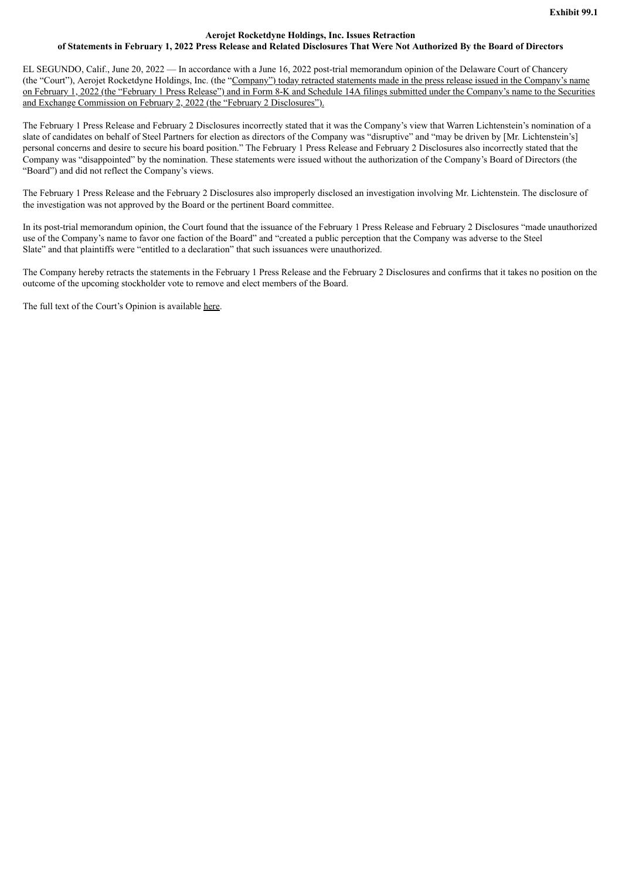**Exhibit 99.1**

**Aerojet Rocketdyne Holdings, Inc. Issues Retraction of Statements in February 1, 2022 Press Release and Related Disclosures That Were Not Authorized By the Board of Directors**

EL SEGUNDO, Calif., June 20, 2022 — In accordance with a June 16, 2022 post-trial memorandum opinion of the Delaware Court of Chancery (the "Court"), Aerojet Rocketdyne Holdings, Inc. (the "Company") today retracted statements made in the press release issued in the Company's name on February 1, 2022 (the "February 1 Press Release") and in Form 8-K and Schedule 14A filings submitted under the Company's name to the Securities and Exchange Commission on February 2, 2022 (the "February 2 Disclosures").

The February 1 Press Release and February 2 Disclosures incorrectly stated that it was the Company's view that Warren Lichtenstein's nomination of a slate of candidates on behalf of Steel Partners for election as directors of the Company was "disruptive" and "may be driven by [Mr. Lichtenstein's] personal concerns and desire to secure his board position." The February 1 Press Release and February 2 Disclosures also incorrectly stated that the Company was "disappointed" by the nomination. These statements were issued without the authorization of the Company's Board of Directors (the "Board") and did not reflect the Company's views.

The February 1 Press Release and the February 2 Disclosures also improperly disclosed an investigation involving Mr. Lichtenstein. The disclosure of the investigation was not approved by the Board or the pertinent Board committee.

In its post-trial memorandum opinion, the Court found that the issuance of the February 1 Press Release and February 2 Disclosures "made unauthorized use of the Company's name to favor one faction of the Board" and "created a public perception that the Company was adverse to the Steel Slate" and that plaintiffs were "entitled to a declaration" that such issuances were unauthorized.

The Company hereby retracts the statements in the February 1 Press Release and the February 2 Disclosures and confirms that it takes no position on the outcome of the upcoming stockholder vote to remove and elect members of the Board.

The full text of the Court's Opinion is available here.